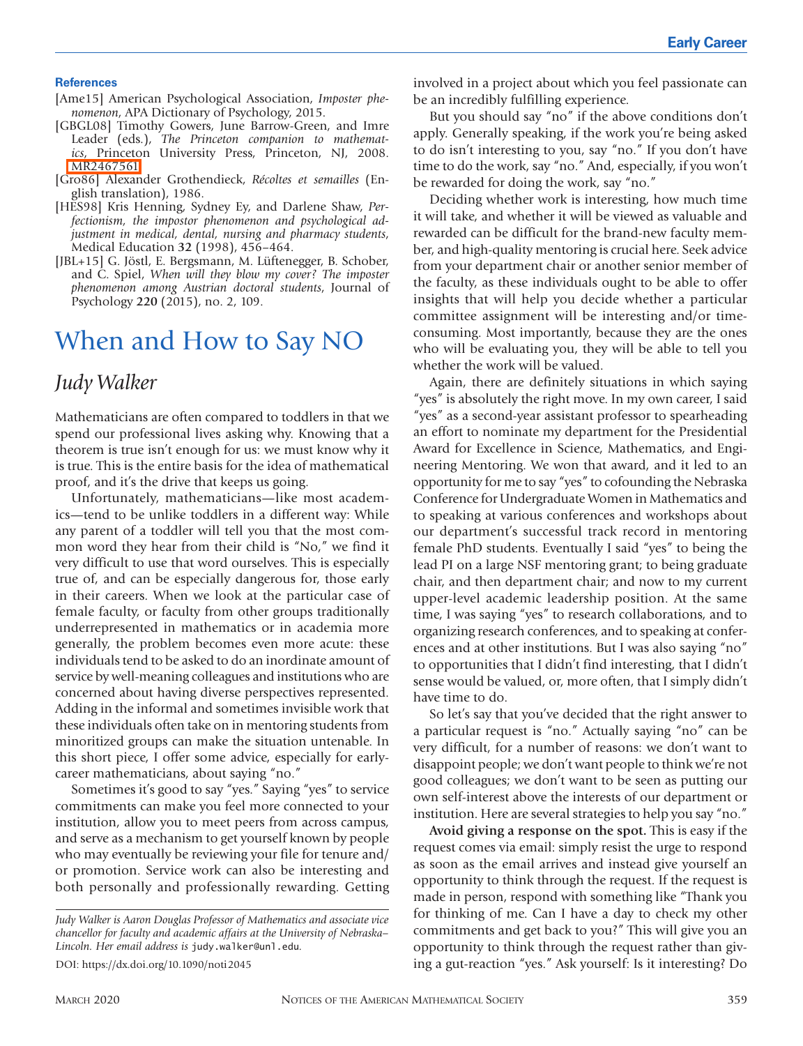### References

[Ame15] American Psychological Association, *Imposter phenomenon*, APA Dictionary of Psychology, 2015.

[GBGL08] Timothy Gowers, June Barrow-Green, and Imre Leader (eds.), *The Princeton companion to mathematics*, Princeton University Press, Princeton, NJ, 2008. MR2467561

[Gro86] Alexander Grothendieck, *Récoltes et semailles* (English translation), 1986.

[HES98] Kris Henning, Sydney Ey, and Darlene Shaw, *Perfectionism, the impostor phenomenon and psychological adjustment in medical, dental, nursing and pharmacy students*, Medical Education **32** (1998), 456–464.

[JBL+15] G. Jöstl, E. Bergsmann, M. Lüftenegger, B. Schober, and C. Spiel, *When will they blow my cover? The imposter phenomenon among Austrian doctoral students*, Journal of Psychology **220** (2015), no. 2, 109.

# When and How to Say NO

## *Judy Walker*

Mathematicians are often compared to toddlers in that we spend our professional lives asking why. Knowing that a theorem is true isn't enough for us: we must know why it is true. This is the entire basis for the idea of mathematical proof, and it's the drive that keeps us going.

Unfortunately, mathematicians—like most academics—tend to be unlike toddlers in a different way: While any parent of a toddler will tell you that the most common word they hear from their child is "No," we find it very difficult to use that word ourselves. This is especially true of, and can be especially dangerous for, those early in their careers. When we look at the particular case of female faculty, or faculty from other groups traditionally underrepresented in mathematics or in academia more generally, the problem becomes even more acute: these individuals tend to be asked to do an inordinate amount of service by well-meaning colleagues and institutions who are concerned about having diverse perspectives represented. Adding in the informal and sometimes invisible work that these individuals often take on in mentoring students from minoritized groups can make the situation untenable. In this short piece, I offer some advice, especially for early-career mathematicians, about saying "no."

Sometimes it's good to say "yes." Saying "yes" to service commitments can make you feel more connected to your institution, allow you to meet peers from across campus, and serve as a mechanism to get yourself known by people who may eventually be reviewing your file for tenure and/or promotion. Service work can also be interesting and both personally and professionally rewarding. Getting involved in a project about which you feel passionate can be an incredibly fulfilling experience.

*Judy Walker is Aaron Douglas Professor of Mathematics and associate vice chancellor for faculty and academic affairs at the University of Nebraska–Lincoln. Her email address is* judy.walker@unl.edu.

DOI: https://dx.doi.org/10.1090/noti2045

But you should say "no" if the above conditions don't apply. Generally speaking, if the work you're being asked to do isn't interesting to you, say "no." If you don't have time to do the work, say "no." And, especially, if you won't be rewarded for doing the work, say "no."

Deciding whether work is interesting, how much time it will take, and whether it will be viewed as valuable and rewarded can be difficult for the brand-new faculty member, and high-quality mentoring is crucial here. Seek advice from your department chair or another senior member of the faculty, as these individuals ought to be able to offer insights that will help you decide whether a particular committee assignment will be interesting and/or time-consuming. Most importantly, because they are the ones who will be evaluating you, they will be able to tell you whether the work will be valued.

Again, there are definitely situations in which saying "yes" is absolutely the right move. In my own career, I said "yes" as a second-year assistant professor to spearheading an effort to nominate my department for the Presidential Award for Excellence in Science, Mathematics, and Engineering Mentoring. We won that award, and it led to an opportunity for me to say "yes" to cofounding the Nebraska Conference for Undergraduate Women in Mathematics and to speaking at various conferences and workshops about our department's successful track record in mentoring female PhD students. Eventually I said "yes" to being the lead PI on a large NSF mentoring grant; to being graduate chair, and then department chair; and now to my current upper-level academic leadership position. At the same time, I was saying "yes" to research collaborations, and to organizing research conferences, and to speaking at conferences and at other institutions. But I was also saying "no" to opportunities that I didn't find interesting, that I didn't sense would be valued, or, more often, that I simply didn't have time to do.

So let's say that you've decided that the right answer to a particular request is "no." Actually saying "no" can be very difficult, for a number of reasons: we don't want to disappoint people; we don't want people to think we're not good colleagues; we don't want to be seen as putting our own self-interest above the interests of our department or institution. Here are several strategies to help you say "no."

**Avoid giving a response on the spot.** This is easy if the request comes via email: simply resist the urge to respond as soon as the email arrives and instead give yourself an opportunity to think through the request. If the request is made in person, respond with something like "Thank you for thinking of me. Can I have a day to check my other commitments and get back to you?" This will give you an opportunity to think through the request rather than giving a gut-reaction "yes." Ask yourself: Is it interesting? Do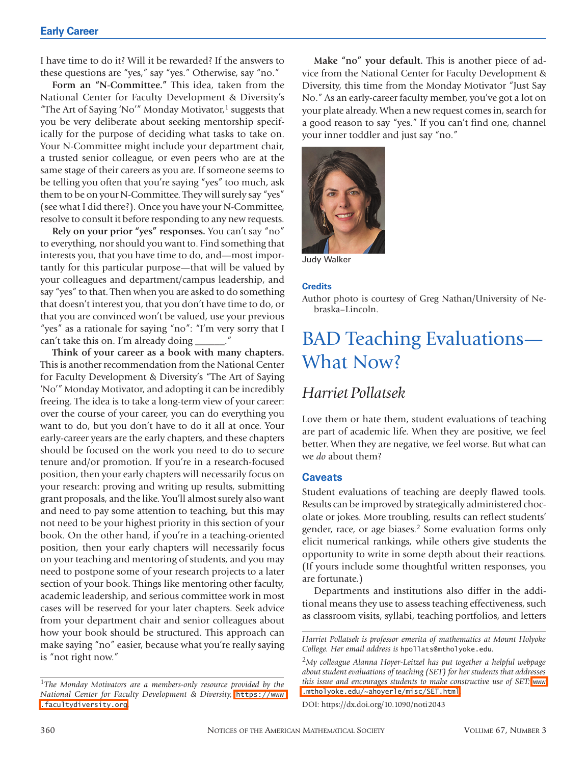I have time to do it? Will it be rewarded? If the answers to these questions are "yes," say "yes." Otherwise, say "no."

**Form an "N-Committee."** This idea, taken from the National Center for Faculty Development & Diversity's "The Art of Saying 'No'" Monday Motivator,[1] suggests that you be very deliberate about seeking mentorship specifically for the purpose of deciding what tasks to take on. Your N-Committee might include your department chair, a trusted senior colleague, or even peers who are at the same stage of their careers as you are. If someone seems to be telling you often that you're saying "yes" too much, ask them to be on your N-Committee. They will surely say "yes" (see what I did there?). Once you have your N-Committee, resolve to consult it before responding to any new requests.

**Rely on your prior "yes" responses.** You can't say "no" to everything, nor should you want to. Find something that interests you, that you have time to do, and—most importantly for this particular purpose—that will be valued by your colleagues and department/campus leadership, and say "yes" to that. Then when you are asked to do something that doesn't interest you, that you don't have time to do, or that you are convinced won't be valued, use your previous "yes" as a rationale for saying "no": "I'm very sorry that I can't take this on. I'm already doing ______."

**Think of your career as a book with many chapters.** This is another recommendation from the National Center for Faculty Development & Diversity's "The Art of Saying 'No'" Monday Motivator, and adopting it can be incredibly freeing. The idea is to take a long-term view of your career: over the course of your career, you can do everything you want to do, but you don't have to do it all at once. Your early-career years are the early chapters, and these chapters should be focused on the work you need to do to secure tenure and/or promotion. If you're in a research-focused position, then your early chapters will necessarily focus on your research: proving and writing up results, submitting grant proposals, and the like. You'll almost surely also want and need to pay some attention to teaching, but this may not need to be your highest priority in this section of your book. On the other hand, if you're in a teaching-oriented position, then your early chapters will necessarily focus on your teaching and mentoring of students, and you may need to postpone some of your research projects to a later section of your book. Things like mentoring other faculty, academic leadership, and serious committee work in most cases will be reserved for your later chapters. Seek advice from your department chair and senior colleagues about how your book should be structured. This approach can make saying "no" easier, because what you're really saying is "not right now."

**Make "no" your default.** This is another piece of advice from the National Center for Faculty Development & Diversity, this time from the Monday Motivator "Just Say No." As an early-career faculty member, you've got a lot on your plate already. When a new request comes in, search for a good reason to say "yes." If you can't find one, channel your inner toddler and just say "no."

Judy Walker

### Credits

Author photo is courtesy of Greg Nathan/University of Nebraska–Lincoln.

[1] *The Monday Motivators are a members-only resource provided by the National Center for Faculty Development & Diversity,* https://www.facultydiversity.org

# BAD Teaching Evaluations—What Now?

## *Harriet Pollatsek*

Love them or hate them, student evaluations of teaching are part of academic life. When they are positive, we feel better. When they are negative, we feel worse. But what can we *do* about them?

### Caveats

Student evaluations of teaching are deeply flawed tools. Results can be improved by strategically administered chocolate or jokes. More troubling, results can reflect students' gender, race, or age biases.[2] Some evaluation forms only elicit numerical rankings, while others give students the opportunity to write in some depth about their reactions. (If yours include some thoughtful written responses, you are fortunate.)

Departments and institutions also differ in the additional means they use to assess teaching effectiveness, such as classroom visits, syllabi, teaching portfolios, and letters

*Harriet Pollatsek is professor emerita of mathematics at Mount Holyoke College. Her email address is* hpollats@mtholyoke.edu.

[2] *My colleague Alanna Hoyer-Leitzel has put together a helpful webpage about student evaluations of teaching (SET) for her students that addresses this issue and encourages students to make constructive use of SET:* www.mtholyoke.edu/~ahoyerle/misc/SET.html.

DOI: https://dx.doi.org/10.1090/noti2043